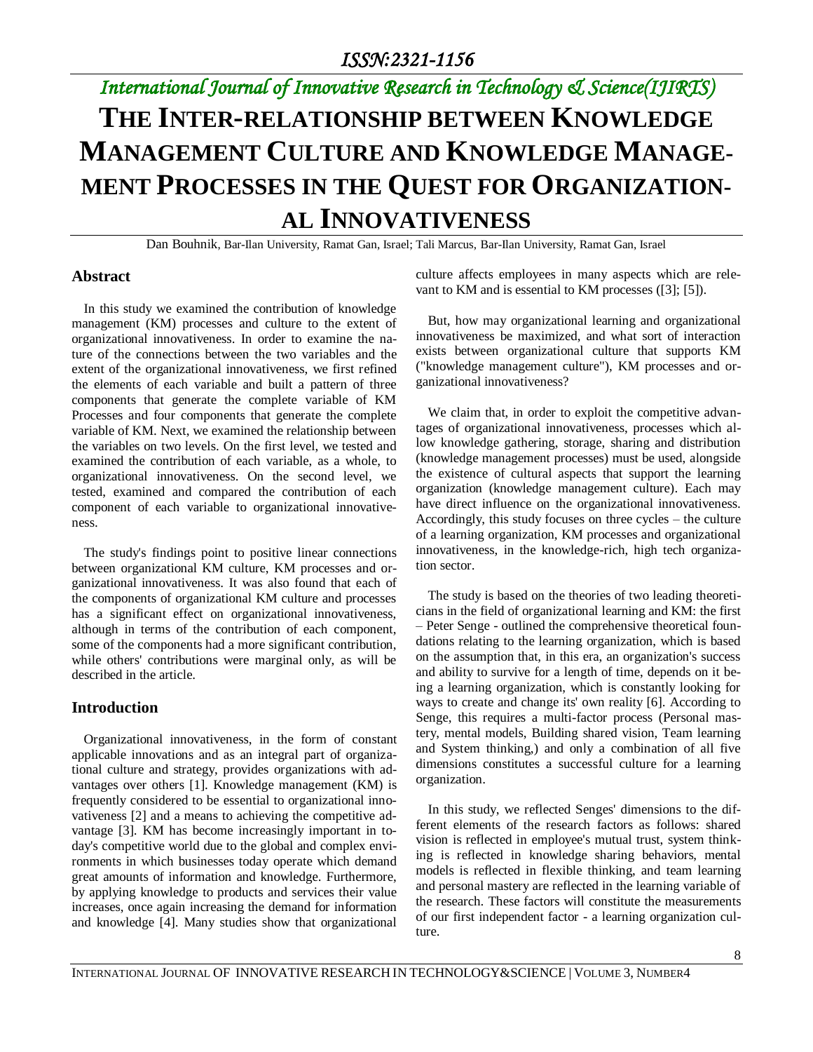# THE INTER-RELATIONSHIP BETWEEN KNOWLEDGE MANAGEMENT CULTURE AND KNOWLEDGE MANAGEMENT PROCESSES IN THE QUEST FOR ORGANIZATIONAL INNOVATIVENESS

Dan Bouhnik, Bar-Ilan University, Ramat Gan, Israel; Tali Marcus, Bar-Ilan University, Ramat Gan, Israel

## Abstract

In this study we examined the contribution of knowledge management (KM) processes and culture to the extent of organizational innovativeness. In order to examine the nature of the connections between the two variables and the extent of the organizational innovativeness, we first refined the elements of each variable and built a pattern of three components that generate the complete variable of KM Processes and four components that generate the complete variable of KM. Next, we examined the relationship between the variables on two levels. On the first level, we tested and examined the contribution of each variable, as a whole, to organizational innovativeness. On the second level, we tested, examined and compared the contribution of each component of each variable to organizational innovativeness.

The study's findings point to positive linear connections between organizational KM culture, KM processes and organizational innovativeness. It was also found that each of the components of organizational KM culture and processes has a significant effect on organizational innovativeness, although in terms of the contribution of each component, some of the components had a more significant contribution, while others' contributions were marginal only, as will be described in the article.

## Introduction

Organizational innovativeness, in the form of constant applicable innovations and as an integral part of organizational culture and strategy, provides organizations with advantages over others [1]. Knowledge management (KM) is frequently considered to be essential to organizational innovativeness [2] and a means to achieving the competitive advantage [3]. KM has become increasingly important in today's competitive world due to the global and complex environments in which businesses today operate which demand great amounts of information and knowledge. Furthermore, by applying knowledge to products and services their value increases, once again increasing the demand for information and knowledge [4]. Many studies show that organizational culture affects employees in many aspects which are relevant to KM and is essential to KM processes ([3]; [5]).

But, how may organizational learning and organizational innovativeness be maximized, and what sort of interaction exists between organizational culture that supports KM ("knowledge management culture"), KM processes and organizational innovativeness?

We claim that, in order to exploit the competitive advantages of organizational innovativeness, processes which allow knowledge gathering, storage, sharing and distribution (knowledge management processes) must be used, alongside the existence of cultural aspects that support the learning organization (knowledge management culture). Each may have direct influence on the organizational innovativeness. Accordingly, this study focuses on three cycles – the culture of a learning organization, KM processes and organizational innovativeness, in the knowledge-rich, high tech organization sector.

The study is based on the theories of two leading theoreticians in the field of organizational learning and KM: the first – Peter Senge - outlined the comprehensive theoretical foundations relating to the learning organization, which is based on the assumption that, in this era, an organization's success and ability to survive for a length of time, depends on it being a learning organization, which is constantly looking for ways to create and change its' own reality [6]. According to Senge, this requires a multi-factor process (Personal mastery, mental models, Building shared vision, Team learning and System thinking,) and only a combination of all five dimensions constitutes a successful culture for a learning organization.

In this study, we reflected Senges' dimensions to the different elements of the research factors as follows: shared vision is reflected in employee's mutual trust, system thinking is reflected in knowledge sharing behaviors, mental models is reflected in flexible thinking, and team learning and personal mastery are reflected in the learning variable of the research. These factors will constitute the measurements of our first independent factor - a learning organization culture.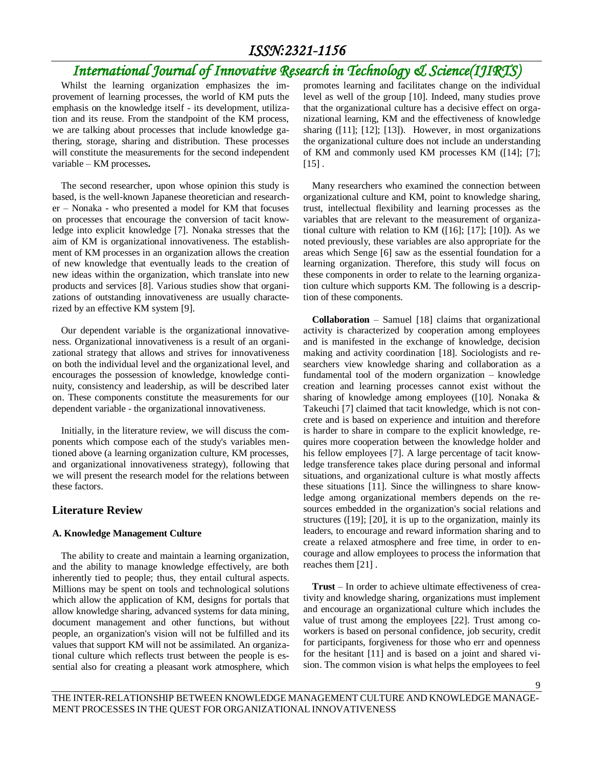Whilst the learning organization emphasizes the improvement of learning processes, the world of KM puts the emphasis on the knowledge itself - its development, utilization and its reuse. From the standpoint of the KM process, we are talking about processes that include knowledge gathering, storage, sharing and distribution. These processes will constitute the measurements for the second independent variable – KM processes**.**

The second researcher, upon whose opinion this study is based, is the well-known Japanese theoretician and researcher – Nonaka - who presented a model for KM that focuses on processes that encourage the conversion of tacit knowledge into explicit knowledge [7]. Nonaka stresses that the aim of KM is organizational innovativeness. The establishment of KM processes in an organization allows the creation of new knowledge that eventually leads to the creation of new ideas within the organization, which translate into new products and services [8]. Various studies show that organizations of outstanding innovativeness are usually characterized by an effective KM system [9].

Our dependent variable is the organizational innovativeness. Organizational innovativeness is a result of an organizational strategy that allows and strives for innovativeness on both the individual level and the organizational level, and encourages the possession of knowledge, knowledge continuity, consistency and leadership, as will be described later on. These components constitute the measurements for our dependent variable - the organizational innovativeness.

Initially, in the literature review, we will discuss the components which compose each of the study's variables mentioned above (a learning organization culture, KM processes, and organizational innovativeness strategy), following that we will present the research model for the relations between these factors.

## Literature Review

### A. Knowledge Management Culture

The ability to create and maintain a learning organization, and the ability to manage knowledge effectively, are both inherently tied to people; thus, they entail cultural aspects. Millions may be spent on tools and technological solutions which allow the application of KM, designs for portals that allow knowledge sharing, advanced systems for data mining, document management and other functions, but without people, an organization's vision will not be fulfilled and its values that support KM will not be assimilated. An organizational culture which reflects trust between the people is essential also for creating a pleasant work atmosphere, which promotes learning and facilitates change on the individual level as well of the group [10]. Indeed, many studies prove that the organizational culture has a decisive effect on organizational learning, KM and the effectiveness of knowledge sharing ([11]; [12]; [13]). However, in most organizations the organizational culture does not include an understanding of KM and commonly used KM processes KM ([14]; [7]; [15] .

Many researchers who examined the connection between organizational culture and KM, point to knowledge sharing, trust, intellectual flexibility and learning processes as the variables that are relevant to the measurement of organizational culture with relation to KM ([16]; [17]; [10]). As we noted previously, these variables are also appropriate for the areas which Senge [6] saw as the essential foundation for a learning organization. Therefore, this study will focus on these components in order to relate to the learning organization culture which supports KM. The following is a description of these components.

**Collaboration** – Samuel [18] claims that organizational activity is characterized by cooperation among employees and is manifested in the exchange of knowledge, decision making and activity coordination [18]. Sociologists and researchers view knowledge sharing and collaboration as a fundamental tool of the modern organization – knowledge creation and learning processes cannot exist without the sharing of knowledge among employees ([10]. Nonaka & Takeuchi [7] claimed that tacit knowledge, which is not concrete and is based on experience and intuition and therefore is harder to share in compare to the explicit knowledge, requires more cooperation between the knowledge holder and his fellow employees [7]. A large percentage of tacit knowledge transference takes place during personal and informal situations, and organizational culture is what mostly affects these situations [11]. Since the willingness to share knowledge among organizational members depends on the resources embedded in the organization's social relations and structures ([19]; [20], it is up to the organization, mainly its leaders, to encourage and reward information sharing and to create a relaxed atmosphere and free time, in order to encourage and allow employees to process the information that reaches them [21] .

**Trust** – In order to achieve ultimate effectiveness of creativity and knowledge sharing, organizations must implement and encourage an organizational culture which includes the value of trust among the employees [22]. Trust among coworkers is based on personal confidence, job security, credit for participants, forgiveness for those who err and openness for the hesitant [11] and is based on a joint and shared vision. The common vision is what helps the employees to feel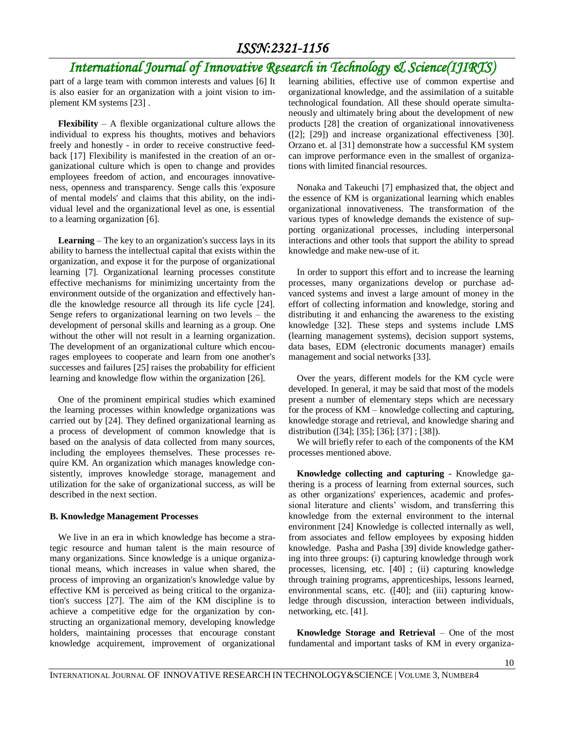part of a large team with common interests and values [6] It is also easier for an organization with a joint vision to implement KM systems [23] .

**Flexibility** – A flexible organizational culture allows the individual to express his thoughts, motives and behaviors freely and honestly - in order to receive constructive feedback [17] Flexibility is manifested in the creation of an organizational culture which is open to change and provides employees freedom of action, and encourages innovativeness, openness and transparency. Senge calls this 'exposure of mental models' and claims that this ability, on the individual level and the organizational level as one, is essential to a learning organization [6].

**Learning** – The key to an organization's success lays in its ability to harness the intellectual capital that exists within the organization, and expose it for the purpose of organizational learning [7]. Organizational learning processes constitute effective mechanisms for minimizing uncertainty from the environment outside of the organization and effectively handle the knowledge resource all through its life cycle [24]. Senge refers to organizational learning on two levels – the development of personal skills and learning as a group. One without the other will not result in a learning organization. The development of an organizational culture which encourages employees to cooperate and learn from one another's successes and failures [25] raises the probability for efficient learning and knowledge flow within the organization [26].

One of the prominent empirical studies which examined the learning processes within knowledge organizations was carried out by [24]. They defined organizational learning as a process of development of common knowledge that is based on the analysis of data collected from many sources, including the employees themselves. These processes require KM. An organization which manages knowledge consistently, improves knowledge storage, management and utilization for the sake of organizational success, as will be described in the next section.

### B. Knowledge Management Processes

We live in an era in which knowledge has become a strategic resource and human talent is the main resource of many organizations. Since knowledge is a unique organizational means, which increases in value when shared, the process of improving an organization's knowledge value by effective KM is perceived as being critical to the organization's success [27]. The aim of the KM discipline is to achieve a competitive edge for the organization by constructing an organizational memory, developing knowledge holders, maintaining processes that encourage constant knowledge acquirement, improvement of organizational learning abilities, effective use of common expertise and organizational knowledge, and the assimilation of a suitable technological foundation. All these should operate simultaneously and ultimately bring about the development of new products [28] the creation of organizational innovativeness ([2]; [29]) and increase organizational effectiveness [30]. Orzano et. al [31] demonstrate how a successful KM system can improve performance even in the smallest of organizations with limited financial resources.

Nonaka and Takeuchi [7] emphasized that, the object and the essence of KM is organizational learning which enables organizational innovativeness. The transformation of the various types of knowledge demands the existence of supporting organizational processes, including interpersonal interactions and other tools that support the ability to spread knowledge and make new-use of it.

In order to support this effort and to increase the learning processes, many organizations develop or purchase advanced systems and invest a large amount of money in the effort of collecting information and knowledge, storing and distributing it and enhancing the awareness to the existing knowledge [32]. These steps and systems include LMS (learning management systems), decision support systems, data bases, EDM (electronic documents manager) emails management and social networks [33].

Over the years, different models for the KM cycle were developed. In general, it may be said that most of the models present a number of elementary steps which are necessary for the process of KM – knowledge collecting and capturing, knowledge storage and retrieval, and knowledge sharing and distribution ([34]; [35]; [36]; [37] ; [38]).

We will briefly refer to each of the components of the KM processes mentioned above.

**Knowledge collecting and capturing** - Knowledge gathering is a process of learning from external sources, such as other organizations' experiences, academic and professional literature and clients' wisdom, and transferring this knowledge from the external environment to the internal environment [24] Knowledge is collected internally as well, from associates and fellow employees by exposing hidden knowledge. Pasha and Pasha [39] divide knowledge gathering into three groups: (i) capturing knowledge through work processes, licensing, etc. [40] ; (ii) capturing knowledge through training programs, apprenticeships, lessons learned, environmental scans, etc. ([40]; and (iii) capturing knowledge through discussion, interaction between individuals, networking, etc. [41].

**Knowledge Storage and Retrieval** – One of the most fundamental and important tasks of KM in every organiza-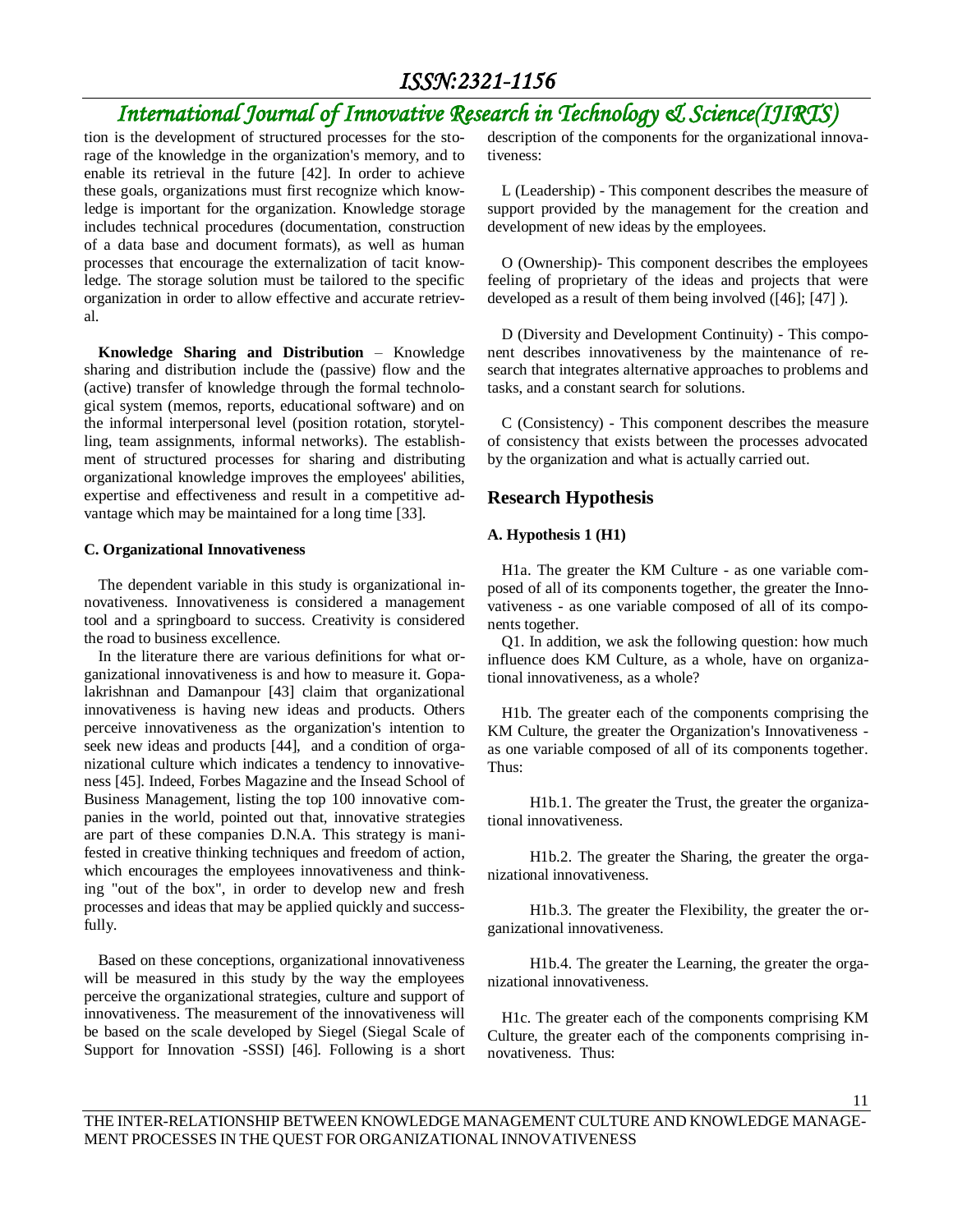tion is the development of structured processes for the storage of the knowledge in the organization's memory, and to enable its retrieval in the future [42]. In order to achieve these goals, organizations must first recognize which knowledge is important for the organization. Knowledge storage includes technical procedures (documentation, construction of a data base and document formats), as well as human processes that encourage the externalization of tacit knowledge. The storage solution must be tailored to the specific organization in order to allow effective and accurate retrieval.

**Knowledge Sharing and Distribution** – Knowledge sharing and distribution include the (passive) flow and the (active) transfer of knowledge through the formal technological system (memos, reports, educational software) and on the informal interpersonal level (position rotation, storytelling, team assignments, informal networks). The establishment of structured processes for sharing and distributing organizational knowledge improves the employees' abilities, expertise and effectiveness and result in a competitive advantage which may be maintained for a long time [33].

**C. Organizational Innovativeness**

The dependent variable in this study is organizational innovativeness. Innovativeness is considered a management tool and a springboard to success. Creativity is considered the road to business excellence.

In the literature there are various definitions for what organizational innovativeness is and how to measure it. Gopalakrishnan and Damanpour [43] claim that organizational innovativeness is having new ideas and products. Others perceive innovativeness as the organization's intention to seek new ideas and products [44], and a condition of organizational culture which indicates a tendency to innovativeness [45]. Indeed, Forbes Magazine and the Insead School of Business Management, listing the top 100 innovative companies in the world, pointed out that, innovative strategies are part of these companies D.N.A. This strategy is manifested in creative thinking techniques and freedom of action, which encourages the employees innovativeness and thinking "out of the box", in order to develop new and fresh processes and ideas that may be applied quickly and successfully.

Based on these conceptions, organizational innovativeness will be measured in this study by the way the employees perceive the organizational strategies, culture and support of innovativeness. The measurement of the innovativeness will be based on the scale developed by Siegel (Siegal Scale of Support for Innovation -SSSI) [46]. Following is a short description of the components for the organizational innovativeness:

L (Leadership) - This component describes the measure of support provided by the management for the creation and development of new ideas by the employees.

O (Ownership)- This component describes the employees feeling of proprietary of the ideas and projects that were developed as a result of them being involved ([46]; [47] ).

D (Diversity and Development Continuity) - This component describes innovativeness by the maintenance of research that integrates alternative approaches to problems and tasks, and a constant search for solutions.

C (Consistency) - This component describes the measure of consistency that exists between the processes advocated by the organization and what is actually carried out.

## Research Hypothesis

**A. Hypothesis 1 (H1)**

H1a. The greater the KM Culture - as one variable composed of all of its components together, the greater the Innovativeness - as one variable composed of all of its components together.

Q1. In addition, we ask the following question: how much influence does KM Culture, as a whole, have on organizational innovativeness, as a whole?

H1b. The greater each of the components comprising the KM Culture, the greater the Organization's Innovativeness - as one variable composed of all of its components together. Thus:

H1b.1. The greater the Trust, the greater the organizational innovativeness.

H1b.2. The greater the Sharing, the greater the organizational innovativeness.

H1b.3. The greater the Flexibility, the greater the organizational innovativeness.

H1b.4. The greater the Learning, the greater the organizational innovativeness.

H1c. The greater each of the components comprising KM Culture, the greater each of the components comprising innovativeness. Thus: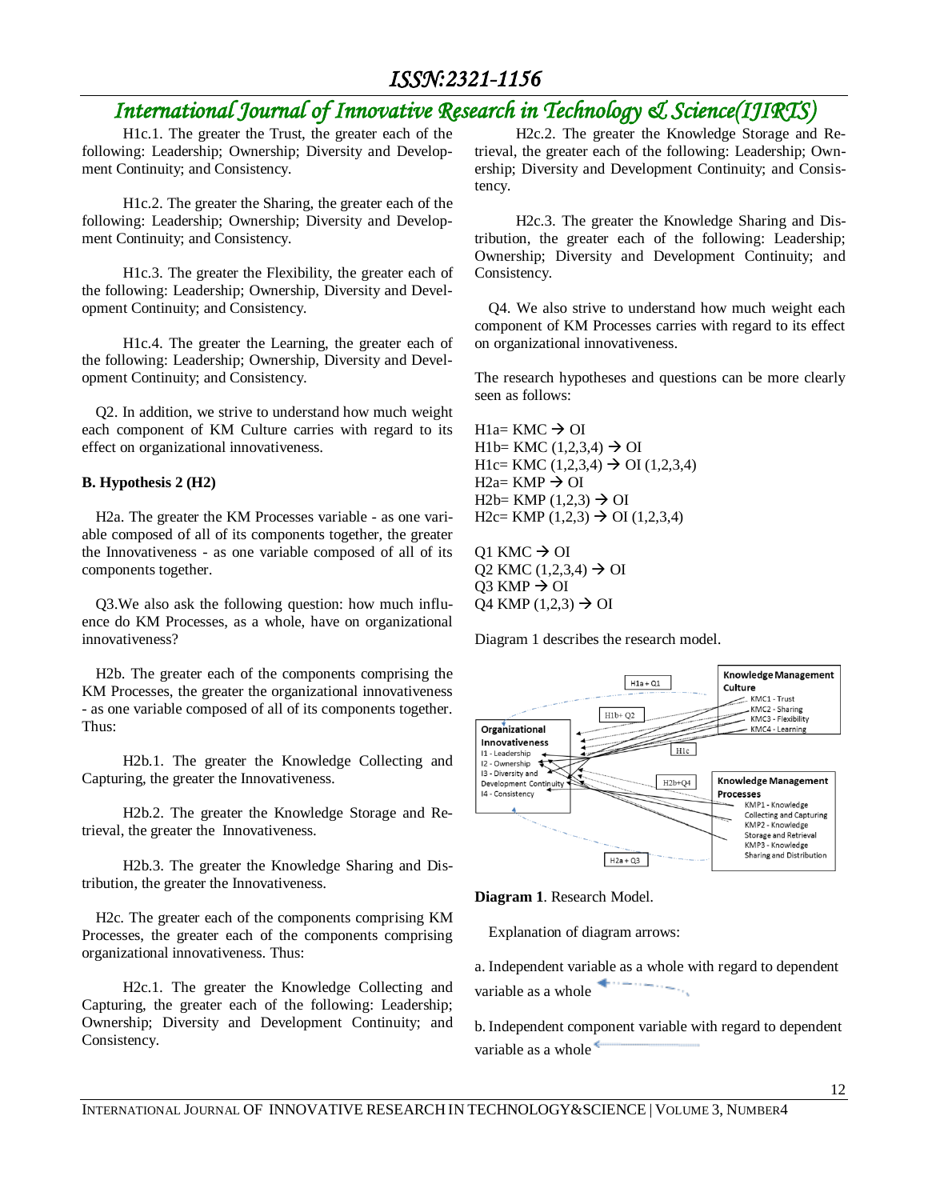H1c.1. The greater the Trust, the greater each of the following: Leadership; Ownership; Diversity and Development Continuity; and Consistency.

H1c.2. The greater the Sharing, the greater each of the following: Leadership; Ownership; Diversity and Development Continuity; and Consistency.

H1c.3. The greater the Flexibility, the greater each of the following: Leadership; Ownership, Diversity and Development Continuity; and Consistency.

H1c.4. The greater the Learning, the greater each of the following: Leadership; Ownership, Diversity and Development Continuity; and Consistency.

Q2. In addition, we strive to understand how much weight each component of KM Culture carries with regard to its effect on organizational innovativeness.

**B. Hypothesis 2 (H2)**

H2a. The greater the KM Processes variable - as one variable composed of all of its components together, the greater the Innovativeness - as one variable composed of all of its components together.

Q3.We also ask the following question: how much influence do KM Processes, as a whole, have on organizational innovativeness?

H2b. The greater each of the components comprising the KM Processes, the greater the organizational innovativeness - as one variable composed of all of its components together. Thus:

H2b.1. The greater the Knowledge Collecting and Capturing, the greater the Innovativeness.

H2b.2. The greater the Knowledge Storage and Retrieval, the greater the Innovativeness.

H2b.3. The greater the Knowledge Sharing and Distribution, the greater the Innovativeness.

H2c. The greater each of the components comprising KM Processes, the greater each of the components comprising organizational innovativeness. Thus:

H2c.1. The greater the Knowledge Collecting and Capturing, the greater each of the following: Leadership; Ownership; Diversity and Development Continuity; and Consistency.

H2c.2. The greater the Knowledge Storage and Retrieval, the greater each of the following: Leadership; Ownership; Diversity and Development Continuity; and Consistency.

H2c.3. The greater the Knowledge Sharing and Distribution, the greater each of the following: Leadership; Ownership; Diversity and Development Continuity; and Consistency.

Q4. We also strive to understand how much weight each component of KM Processes carries with regard to its effect on organizational innovativeness.

The research hypotheses and questions can be more clearly seen as follows:

H1a= KMC → OI
H1b= KMC (1,2,3,4) → OI
H1c= KMC (1,2,3,4) → OI (1,2,3,4)
H2a= KMP → OI
H2b= KMP (1,2,3) → OI
H2c= KMP (1,2,3) → OI (1,2,3,4)

Q1 KMC → OI
Q2 KMC (1,2,3,4) → OI
Q3 KMP → OI
Q4 KMP (1,2,3) → OI

Diagram 1 describes the research model.

**Diagram 1**. Research Model.

Explanation of diagram arrows:

a. Independent variable as a whole with regard to dependent variable as a whole

b. Independent component variable with regard to dependent variable as a whole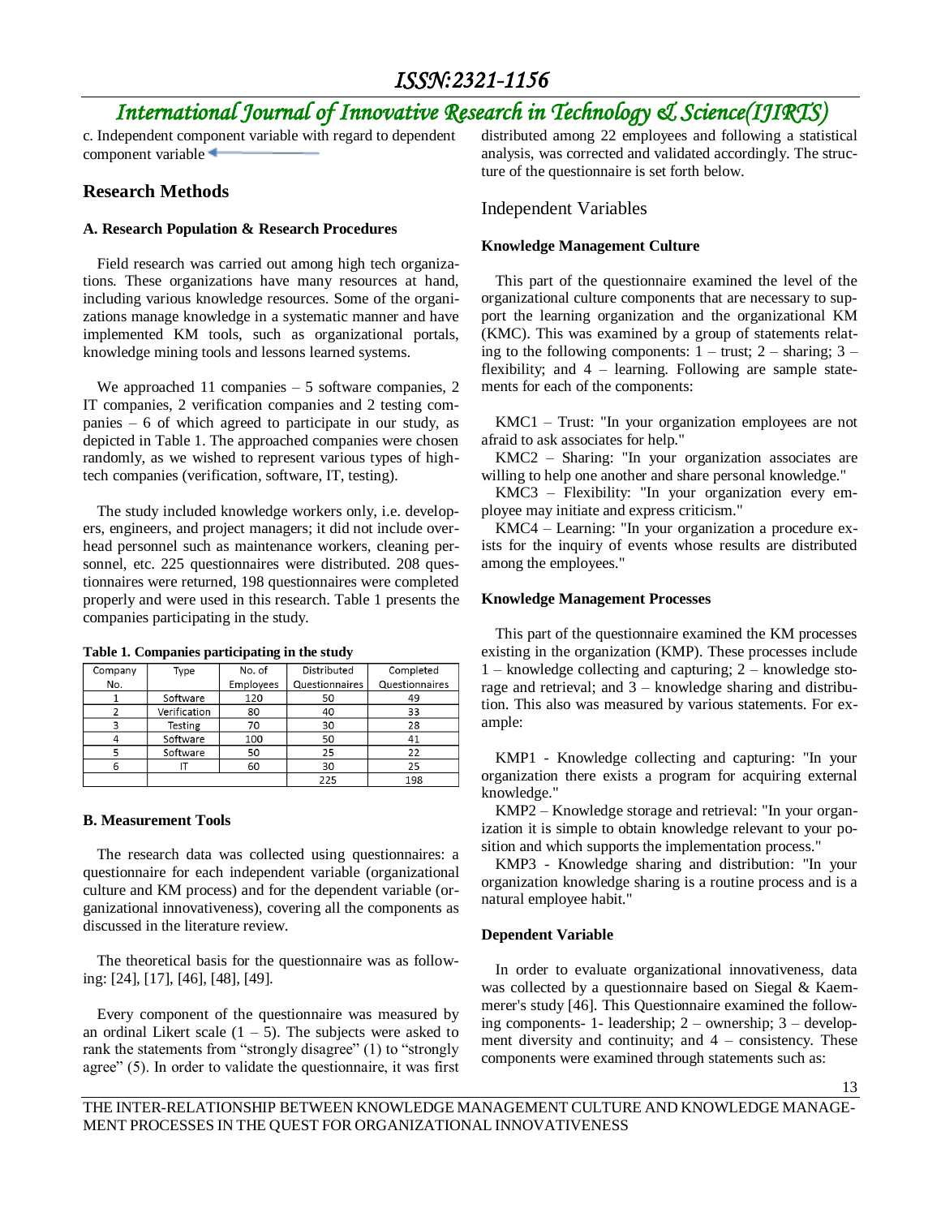c. Independent component variable with regard to dependent component variable

## Research Methods

### A. Research Population & Research Procedures

Field research was carried out among high tech organizations. These organizations have many resources at hand, including various knowledge resources. Some of the organizations manage knowledge in a systematic manner and have implemented KM tools, such as organizational portals, knowledge mining tools and lessons learned systems.

We approached 11 companies – 5 software companies, 2 IT companies, 2 verification companies and 2 testing companies – 6 of which agreed to participate in our study, as depicted in Table 1. The approached companies were chosen randomly, as we wished to represent various types of high-tech companies (verification, software, IT, testing).

The study included knowledge workers only, i.e. developers, engineers, and project managers; it did not include overhead personnel such as maintenance workers, cleaning personnel, etc. 225 questionnaires were distributed. 208 questionnaires were returned, 198 questionnaires were completed properly and were used in this research. Table 1 presents the companies participating in the study.

**Table 1. Companies participating in the study**

| Company No. | Type | No. of Employees | Distributed Questionnaires | Completed Questionnaires |
|---|---|---|---|---|
| 1 | Software | 120 | 50 | 49 |
| 2 | Verification | 80 | 40 | 33 |
| 3 | Testing | 70 | 30 | 28 |
| 4 | Software | 100 | 50 | 41 |
| 5 | Software | 50 | 25 | 22 |
| 6 | IT | 60 | 30 | 25 |
| | | | 225 | 198 |

### B. Measurement Tools

The research data was collected using questionnaires: a questionnaire for each independent variable (organizational culture and KM process) and for the dependent variable (organizational innovativeness), covering all the components as discussed in the literature review.

The theoretical basis for the questionnaire was as following: [24], [17], [46], [48], [49].

Every component of the questionnaire was measured by an ordinal Likert scale (1 – 5). The subjects were asked to rank the statements from "strongly disagree" (1) to "strongly agree" (5). In order to validate the questionnaire, it was first distributed among 22 employees and following a statistical analysis, was corrected and validated accordingly. The structure of the questionnaire is set forth below.

### Independent Variables

**Knowledge Management Culture**

This part of the questionnaire examined the level of the organizational culture components that are necessary to support the learning organization and the organizational KM (KMC). This was examined by a group of statements relating to the following components: 1 – trust; 2 – sharing; 3 – flexibility; and 4 – learning. Following are sample statements for each of the components:

KMC1 – Trust: "In your organization employees are not afraid to ask associates for help."

KMC2 – Sharing: "In your organization associates are willing to help one another and share personal knowledge."

KMC3 – Flexibility: "In your organization every employee may initiate and express criticism."

KMC4 – Learning: "In your organization a procedure exists for the inquiry of events whose results are distributed among the employees."

**Knowledge Management Processes**

This part of the questionnaire examined the KM processes existing in the organization (KMP). These processes include 1 – knowledge collecting and capturing; 2 – knowledge storage and retrieval; and 3 – knowledge sharing and distribution. This also was measured by various statements. For example:

KMP1 - Knowledge collecting and capturing: "In your organization there exists a program for acquiring external knowledge."

KMP2 – Knowledge storage and retrieval: "In your organization it is simple to obtain knowledge relevant to your position and which supports the implementation process."

KMP3 - Knowledge sharing and distribution: "In your organization knowledge sharing is a routine process and is a natural employee habit."

**Dependent Variable**

In order to evaluate organizational innovativeness, data was collected by a questionnaire based on Siegal & Kaemmerer's study [46]. This Questionnaire examined the following components- 1- leadership; 2 – ownership; 3 – development diversity and continuity; and 4 – consistency. These components were examined through statements such as: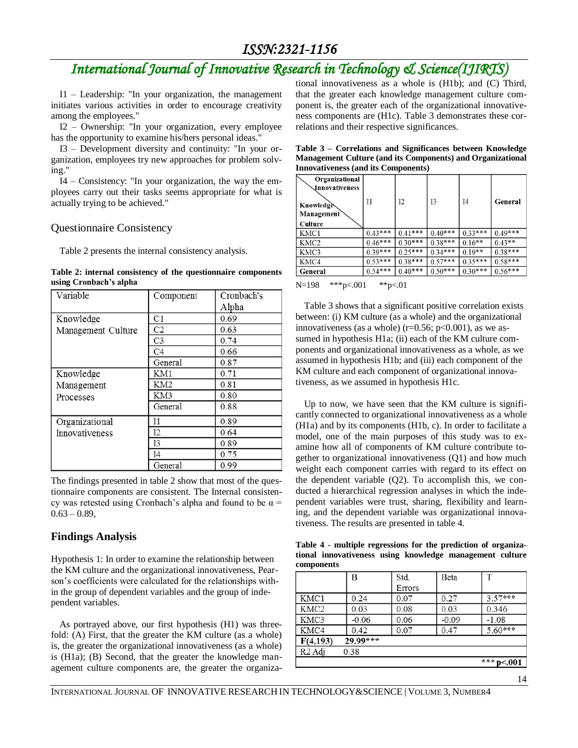I1 – Leadership: "In your organization, the management initiates various activities in order to encourage creativity among the employees."

I2 – Ownership: "In your organization, every employee has the opportunity to examine his/hers personal ideas."

I3 – Development diversity and continuity: "In your organization, employees try new approaches for problem solving."

I4 – Consistency: "In your organization, the way the employees carry out their tasks seems appropriate for what is actually trying to be achieved."

## Questionnaire Consistency

Table 2 presents the internal consistency analysis.

**Table 2: internal consistency of the questionnaire components using Cronbach's alpha**

| Variable | Component | Cronbach's Alpha |
|---|---|---|
| Knowledge Management Culture | C1 | 0.69 |
| | C2 | 0.63 |
| | C3 | 0.74 |
| | C4 | 0.66 |
| | General | 0.87 |
| Knowledge Management Processes | KM1 | 0.71 |
| | KM2 | 0.81 |
| | KM3 | 0.80 |
| | General | 0.88 |
| Organizational Innovativeness | I1 | 0.89 |
| | I2 | 0.64 |
| | I3 | 0.89 |
| | I4 | 0.75 |
| | General | 0.99 |

The findings presented in table 2 show that most of the questionnaire components are consistent. The Internal consistency was retested using Cronbach's alpha and found to be $\alpha = 0.63 - 0.89$,

## Findings Analysis

Hypothesis 1: In order to examine the relationship between the KM culture and the organizational innovativeness, Pearson's coefficients were calculated for the relationships within the group of dependent variables and the group of independent variables.

As portrayed above, our first hypothesis (H1) was threefold: (A) First, that the greater the KM culture (as a whole) is, the greater the organizational innovativeness (as a whole) is (H1a); (B) Second, that the greater the knowledge management culture components are, the greater the organizational innovativeness as a whole is (H1b); and (C) Third, that the greater each knowledge management culture component is, the greater each of the organizational innovativeness components are (H1c). Table 3 demonstrates these correlations and their respective significances.

**Table 3 – Correlations and Significances between Knowledge Management Culture (and its Components) and Organizational Innovativeness (and its Components)**

| Knowledge Management Culture \ Organizational Innovativeness | I1 | I2 | I3 | I4 | General |
|---|---|---|---|---|---|
| KMC1 | 0.43*** | 0.41*** | 0.40*** | 0.33*** | 0.49*** |
| KMC2 | 0.46*** | 0.30*** | 0.38*** | 0.16** | 0.43** |
| KMC3 | 0.39*** | 0.25*** | 0.34*** | 0.19** | 0.38*** |
| KMC4 | 0.53*** | 0.38*** | 0.57*** | 0.35*** | 0.58*** |
| **General** | 0.54*** | 0.40*** | 0.50*** | 0.30*** | 0.56*** |

N=198 ***p<.001 **p<.01

Table 3 shows that a significant positive correlation exists between: (i) KM culture (as a whole) and the organizational innovativeness (as a whole) ($r=0.56$; $p<0.001$), as we assumed in hypothesis H1a; (ii) each of the KM culture components and organizational innovativeness as a whole, as we assumed in hypothesis H1b; and (iii) each component of the KM culture and each component of organizational innovativeness, as we assumed in hypothesis H1c.

Up to now, we have seen that the KM culture is significantly connected to organizational innovativeness as a whole (H1a) and by its components (H1b, c). In order to facilitate a model, one of the main purposes of this study was to examine how all of components of KM culture contribute together to organizational innovativeness (Q1) and how much weight each component carries with regard to its effect on the dependent variable (Q2). To accomplish this, we conducted a hierarchical regression analyses in which the independent variables were trust, sharing, flexibility and learning, and the dependent variable was organizational innovativeness. The results are presented in table 4.

**Table 4 - multiple regressions for the prediction of organizational innovativeness using knowledge management culture components**

| | B | Std. Errors | Beta | T |
|---|---|---|---|---|
| KMC1 | 0.24 | 0.07 | 0.27 | 3.57*** |
| KMC2 | 0.03 | 0.08 | 0.03 | 0.346 |
| KMC3 | -0.06 | 0.06 | -0.09 | -1.08 |
| KMC4 | 0.42 | 0.07 | 0.47 | 5.60*** |
| **F(4,193)** | 29.99*** | | | |
| R2 Adj | 0.38 | | | |

*** p<.001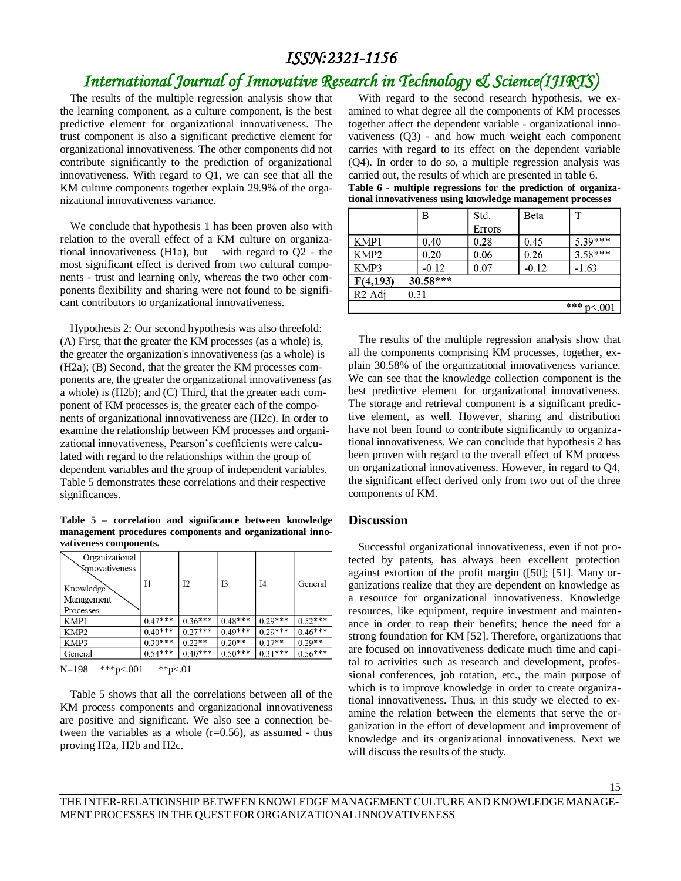The results of the multiple regression analysis show that the learning component, as a culture component, is the best predictive element for organizational innovativeness. The trust component is also a significant predictive element for organizational innovativeness. The other components did not contribute significantly to the prediction of organizational innovativeness. With regard to Q1, we can see that all the KM culture components together explain 29.9% of the organizational innovativeness variance.

We conclude that hypothesis 1 has been proven also with relation to the overall effect of a KM culture on organizational innovativeness (H1a), but – with regard to Q2 - the most significant effect is derived from two cultural components - trust and learning only, whereas the two other components flexibility and sharing were not found to be significant contributors to organizational innovativeness.

Hypothesis 2: Our second hypothesis was also threefold: (A) First, that the greater the KM processes (as a whole) is, the greater the organization's innovativeness (as a whole) is (H2a); (B) Second, that the greater the KM processes components are, the greater the organizational innovativeness (as a whole) is (H2b); and (C) Third, that the greater each component of KM processes is, the greater each of the components of organizational innovativeness are (H2c). In order to examine the relationship between KM processes and organizational innovativeness, Pearson's coefficients were calculated with regard to the relationships within the group of dependent variables and the group of independent variables. Table 5 demonstrates these correlations and their respective significances.

**Table 5 – correlation and significance between knowledge management procedures components and organizational innovativeness components.**

| Knowledge Management Processes \ Organizational Innovativeness | I1 | I2 | I3 | I4 | General |
|---|---|---|---|---|---|
| KMP1 | 0.47*** | 0.36*** | 0.48*** | 0.29*** | 0.52*** |
| KMP2 | 0.40*** | 0.27*** | 0.49*** | 0.29*** | 0.46*** |
| KMP3 | 0.30*** | 0.22** | 0.20** | 0.17** | 0.29** |
| General | 0.54*** | 0.40*** | 0.50*** | 0.31*** | 0.56*** |

N=198 ***p<.001 **p<.01

Table 5 shows that all the correlations between all of the KM process components and organizational innovativeness are positive and significant. We also see a connection between the variables as a whole ($r$=0.56), as assumed - thus proving H2a, H2b and H2c.

With regard to the second research hypothesis, we examined to what degree all the components of KM processes together affect the dependent variable - organizational innovativeness (Q3) - and how much weight each component carries with regard to its effect on the dependent variable (Q4). In order to do so, a multiple regression analysis was carried out, the results of which are presented in table 6.

**Table 6 - multiple regressions for the prediction of organizational innovativeness using knowledge management processes**

| | B | Std. Errors | Beta | T |
|---|---|---|---|---|
| KMP1 | 0.40 | 0.28 | 0.45 | 5.39*** |
| KMP2 | 0.20 | 0.06 | 0.26 | 3.58*** |
| KMP3 | -0.12 | 0.07 | -0.12 | -1.63 |
| $F(4,193)$ | 30.58*** | | | |
| $R^2$ Adj | 0.31 | | | |
| | | | | *** p<.001 |

The results of the multiple regression analysis show that all the components comprising KM processes, together, explain 30.58% of the organizational innovativeness variance. We can see that the knowledge collection component is the best predictive element for organizational innovativeness. The storage and retrieval component is a significant predictive element, as well. However, sharing and distribution have not been found to contribute significantly to organizational innovativeness. We can conclude that hypothesis 2 has been proven with regard to the overall effect of KM process on organizational innovativeness. However, in regard to Q4, the significant effect derived only from two out of the three components of KM.

## Discussion

Successful organizational innovativeness, even if not protected by patents, has always been excellent protection against extortion of the profit margin ([50]; [51]. Many organizations realize that they are dependent on knowledge as a resource for organizational innovativeness. Knowledge resources, like equipment, require investment and maintenance in order to reap their benefits; hence the need for a strong foundation for KM [52]. Therefore, organizations that are focused on innovativeness dedicate much time and capital to activities such as research and development, professional conferences, job rotation, etc., the main purpose of which is to improve knowledge in order to create organizational innovativeness. Thus, in this study we elected to examine the relation between the elements that serve the organization in the effort of development and improvement of knowledge and its organizational innovativeness. Next we will discuss the results of the study.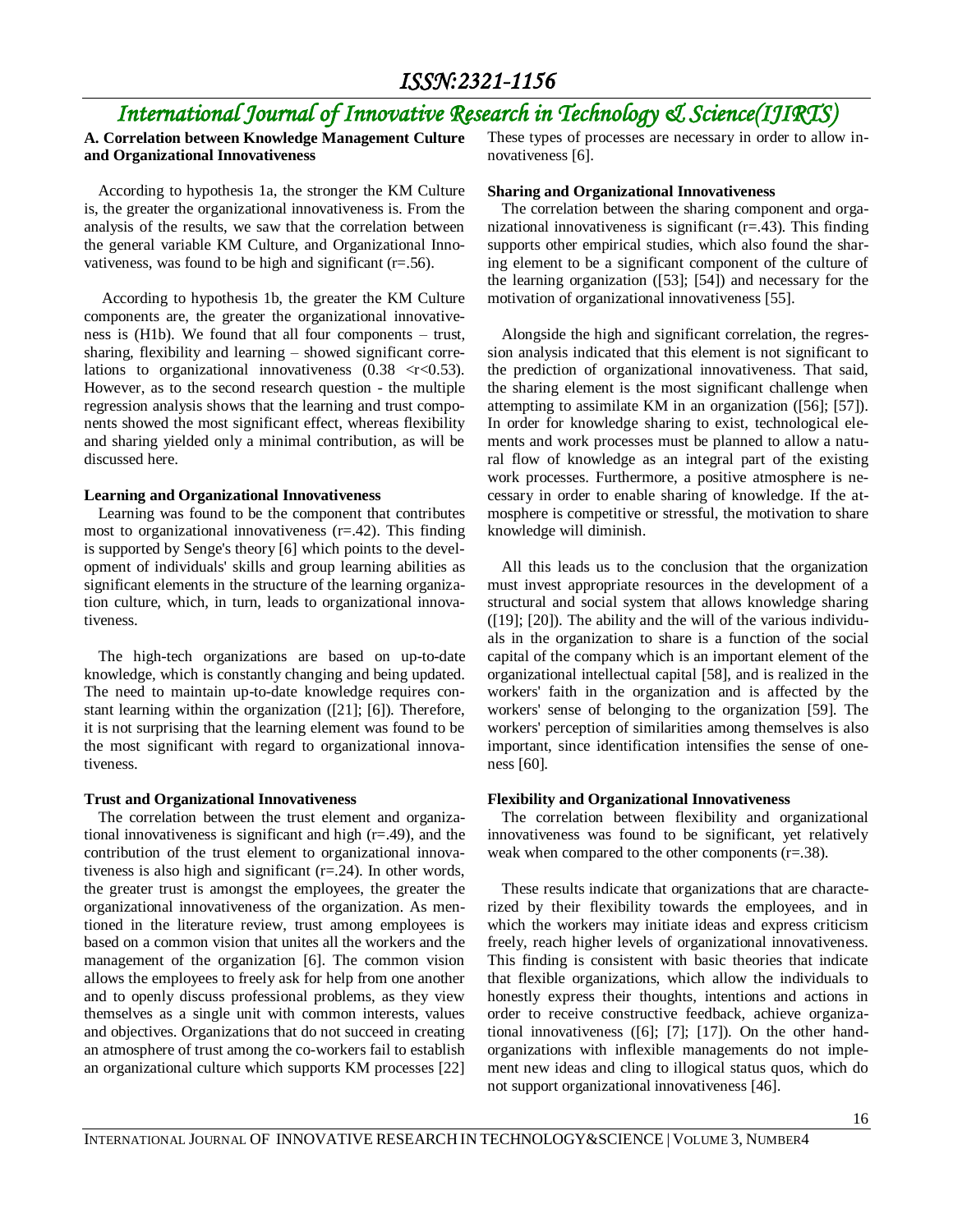### A. Correlation between Knowledge Management Culture and Organizational Innovativeness

According to hypothesis 1a, the stronger the KM Culture is, the greater the organizational innovativeness is. From the analysis of the results, we saw that the correlation between the general variable KM Culture, and Organizational Innovativeness, was found to be high and significant (r=.56).

According to hypothesis 1b, the greater the KM Culture components are, the greater the organizational innovativeness is (H1b). We found that all four components – trust, sharing, flexibility and learning – showed significant correlations to organizational innovativeness ($0.38 < r < 0.53$). However, as to the second research question - the multiple regression analysis shows that the learning and trust components showed the most significant effect, whereas flexibility and sharing yielded only a minimal contribution, as will be discussed here.

**Learning and Organizational Innovativeness**

Learning was found to be the component that contributes most to organizational innovativeness (r=.42). This finding is supported by Senge's theory [6] which points to the development of individuals' skills and group learning abilities as significant elements in the structure of the learning organization culture, which, in turn, leads to organizational innovativeness.

The high-tech organizations are based on up-to-date knowledge, which is constantly changing and being updated. The need to maintain up-to-date knowledge requires constant learning within the organization ([21]; [6]). Therefore, it is not surprising that the learning element was found to be the most significant with regard to organizational innovativeness.

**Trust and Organizational Innovativeness**

The correlation between the trust element and organizational innovativeness is significant and high (r=.49), and the contribution of the trust element to organizational innovativeness is also high and significant (r=.24). In other words, the greater trust is amongst the employees, the greater the organizational innovativeness of the organization. As mentioned in the literature review, trust among employees is based on a common vision that unites all the workers and the management of the organization [6]. The common vision allows the employees to freely ask for help from one another and to openly discuss professional problems, as they view themselves as a single unit with common interests, values and objectives. Organizations that do not succeed in creating an atmosphere of trust among the co-workers fail to establish an organizational culture which supports KM processes [22] These types of processes are necessary in order to allow innovativeness [6].

**Sharing and Organizational Innovativeness**

The correlation between the sharing component and organizational innovativeness is significant (r=.43). This finding supports other empirical studies, which also found the sharing element to be a significant component of the culture of the learning organization ([53]; [54]) and necessary for the motivation of organizational innovativeness [55].

Alongside the high and significant correlation, the regression analysis indicated that this element is not significant to the prediction of organizational innovativeness. That said, the sharing element is the most significant challenge when attempting to assimilate KM in an organization ([56]; [57]). In order for knowledge sharing to exist, technological elements and work processes must be planned to allow a natural flow of knowledge as an integral part of the existing work processes. Furthermore, a positive atmosphere is necessary in order to enable sharing of knowledge. If the atmosphere is competitive or stressful, the motivation to share knowledge will diminish.

All this leads us to the conclusion that the organization must invest appropriate resources in the development of a structural and social system that allows knowledge sharing ([19]; [20]). The ability and the will of the various individuals in the organization to share is a function of the social capital of the company which is an important element of the organizational intellectual capital [58], and is realized in the workers' faith in the organization and is affected by the workers' sense of belonging to the organization [59]. The workers' perception of similarities among themselves is also important, since identification intensifies the sense of oneness [60].

**Flexibility and Organizational Innovativeness**

The correlation between flexibility and organizational innovativeness was found to be significant, yet relatively weak when compared to the other components (r=.38).

These results indicate that organizations that are characterized by their flexibility towards the employees, and in which the workers may initiate ideas and express criticism freely, reach higher levels of organizational innovativeness. This finding is consistent with basic theories that indicate that flexible organizations, which allow the individuals to honestly express their thoughts, intentions and actions in order to receive constructive feedback, achieve organizational innovativeness ([6]; [7]; [17]). On the other hand-organizations with inflexible managements do not implement new ideas and cling to illogical status quos, which do not support organizational innovativeness [46].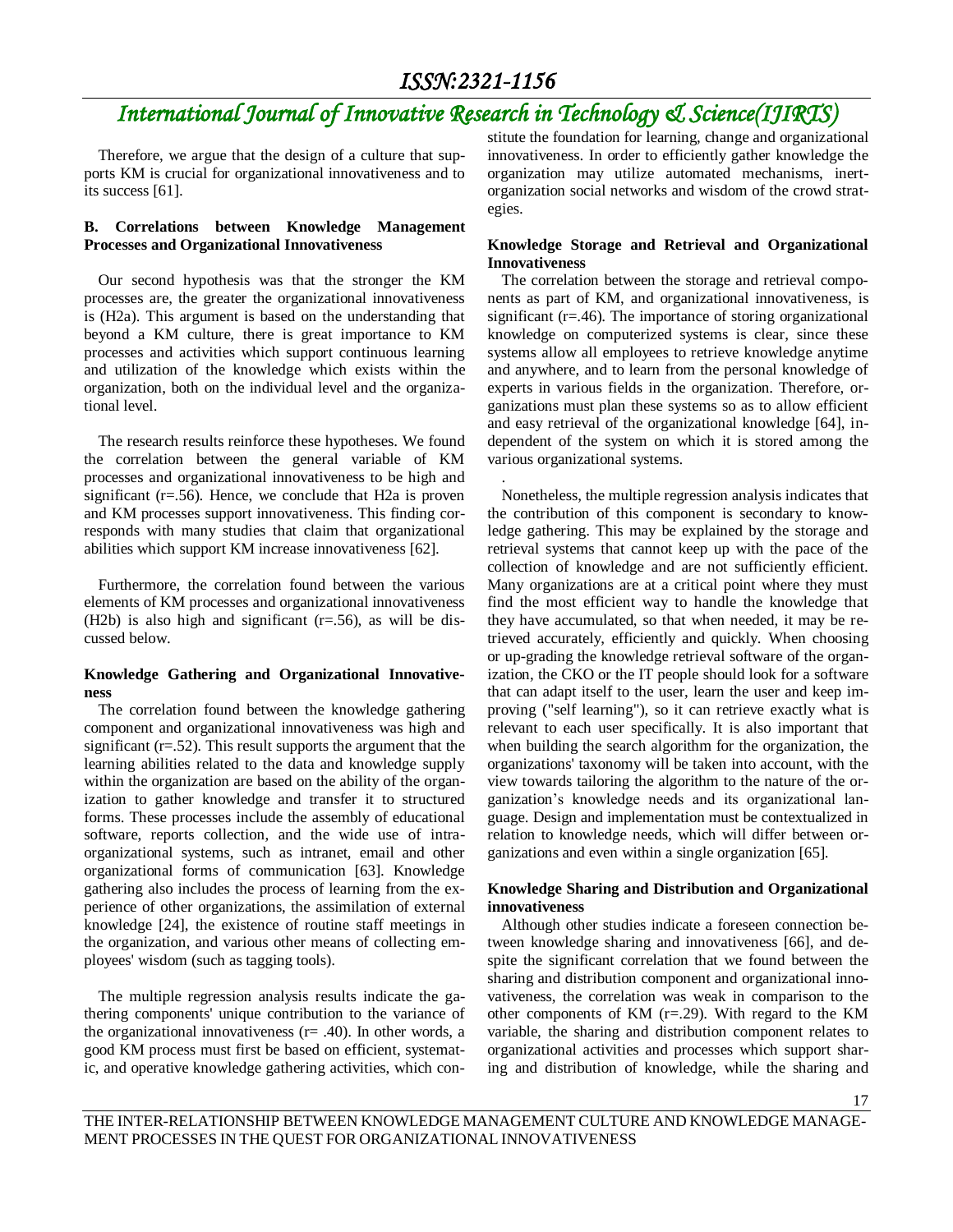Therefore, we argue that the design of a culture that supports KM is crucial for organizational innovativeness and to its success [61].

### B. Correlations between Knowledge Management Processes and Organizational Innovativeness

Our second hypothesis was that the stronger the KM processes are, the greater the organizational innovativeness is (H2a). This argument is based on the understanding that beyond a KM culture, there is great importance to KM processes and activities which support continuous learning and utilization of the knowledge which exists within the organization, both on the individual level and the organizational level.

The research results reinforce these hypotheses. We found the correlation between the general variable of KM processes and organizational innovativeness to be high and significant (r=.56). Hence, we conclude that H2a is proven and KM processes support innovativeness. This finding corresponds with many studies that claim that organizational abilities which support KM increase innovativeness [62].

Furthermore, the correlation found between the various elements of KM processes and organizational innovativeness (H2b) is also high and significant (r=.56), as will be discussed below.

**Knowledge Gathering and Organizational Innovativeness**

The correlation found between the knowledge gathering component and organizational innovativeness was high and significant (r=.52). This result supports the argument that the learning abilities related to the data and knowledge supply within the organization are based on the ability of the organization to gather knowledge and transfer it to structured forms. These processes include the assembly of educational software, reports collection, and the wide use of intra-organizational systems, such as intranet, email and other organizational forms of communication [63]. Knowledge gathering also includes the process of learning from the experience of other organizations, the assimilation of external knowledge [24], the existence of routine staff meetings in the organization, and various other means of collecting employees' wisdom (such as tagging tools).

The multiple regression analysis results indicate the gathering components' unique contribution to the variance of the organizational innovativeness (r= .40). In other words, a good KM process must first be based on efficient, systematic, and operative knowledge gathering activities, which constitute the foundation for learning, change and organizational innovativeness. In order to efficiently gather knowledge the organization may utilize automated mechanisms, inert-organization social networks and wisdom of the crowd strategies.

**Knowledge Storage and Retrieval and Organizational Innovativeness**

The correlation between the storage and retrieval components as part of KM, and organizational innovativeness, is significant (r=.46). The importance of storing organizational knowledge on computerized systems is clear, since these systems allow all employees to retrieve knowledge anytime and anywhere, and to learn from the personal knowledge of experts in various fields in the organization. Therefore, organizations must plan these systems so as to allow efficient and easy retrieval of the organizational knowledge [64], independent of the system on which it is stored among the various organizational systems.

Nonetheless, the multiple regression analysis indicates that the contribution of this component is secondary to knowledge gathering. This may be explained by the storage and retrieval systems that cannot keep up with the pace of the collection of knowledge and are not sufficiently efficient. Many organizations are at a critical point where they must find the most efficient way to handle the knowledge that they have accumulated, so that when needed, it may be retrieved accurately, efficiently and quickly. When choosing or up-grading the knowledge retrieval software of the organization, the CKO or the IT people should look for a software that can adapt itself to the user, learn the user and keep improving ("self learning"), so it can retrieve exactly what is relevant to each user specifically. It is also important that when building the search algorithm for the organization, the organizations' taxonomy will be taken into account, with the view towards tailoring the algorithm to the nature of the organization's knowledge needs and its organizational language. Design and implementation must be contextualized in relation to knowledge needs, which will differ between organizations and even within a single organization [65].

**Knowledge Sharing and Distribution and Organizational innovativeness**

Although other studies indicate a foreseen connection between knowledge sharing and innovativeness [66], and despite the significant correlation that we found between the sharing and distribution component and organizational innovativeness, the correlation was weak in comparison to the other components of KM (r=.29). With regard to the KM variable, the sharing and distribution component relates to organizational activities and processes which support sharing and distribution of knowledge, while the sharing and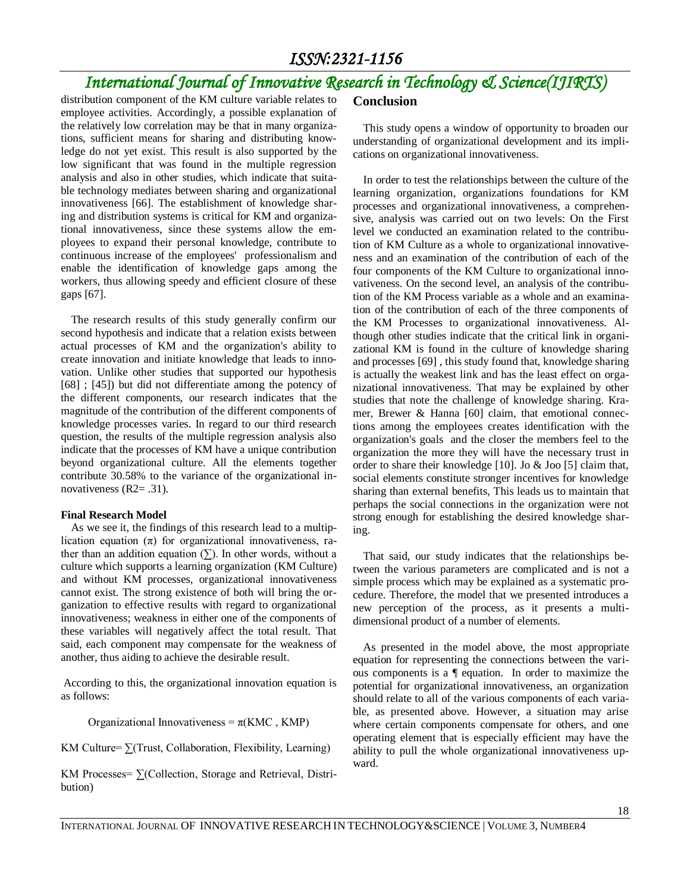distribution component of the KM culture variable relates to employee activities. Accordingly, a possible explanation of the relatively low correlation may be that in many organizations, sufficient means for sharing and distributing knowledge do not yet exist. This result is also supported by the low significant that was found in the multiple regression analysis and also in other studies, which indicate that suitable technology mediates between sharing and organizational innovativeness [66]. The establishment of knowledge sharing and distribution systems is critical for KM and organizational innovativeness, since these systems allow the employees to expand their personal knowledge, contribute to continuous increase of the employees' professionalism and enable the identification of knowledge gaps among the workers, thus allowing speedy and efficient closure of these gaps [67].

The research results of this study generally confirm our second hypothesis and indicate that a relation exists between actual processes of KM and the organization's ability to create innovation and initiate knowledge that leads to innovation. Unlike other studies that supported our hypothesis [68] ; [45]) but did not differentiate among the potency of the different components, our research indicates that the magnitude of the contribution of the different components of knowledge processes varies. In regard to our third research question, the results of the multiple regression analysis also indicate that the processes of KM have a unique contribution beyond organizational culture. All the elements together contribute 30.58% to the variance of the organizational innovativeness ($R2= .31$).

**Final Research Model**

As we see it, the findings of this research lead to a multiplication equation ($\pi$) for organizational innovativeness, rather than an addition equation ($\sum$). In other words, without a culture which supports a learning organization (KM Culture) and without KM processes, organizational innovativeness cannot exist. The strong existence of both will bring the organization to effective results with regard to organizational innovativeness; weakness in either one of the components of these variables will negatively affect the total result. That said, each component may compensate for the weakness of another, thus aiding to achieve the desirable result.

According to this, the organizational innovation equation is as follows:

Organizational Innovativeness = $\pi$(KMC , KMP)

KM Culture= $\sum$(Trust, Collaboration, Flexibility, Learning)

KM Processes= $\sum$(Collection, Storage and Retrieval, Distribution)

## Conclusion

This study opens a window of opportunity to broaden our understanding of organizational development and its implications on organizational innovativeness.

In order to test the relationships between the culture of the learning organization, organizations foundations for KM processes and organizational innovativeness, a comprehensive, analysis was carried out on two levels: On the First level we conducted an examination related to the contribution of KM Culture as a whole to organizational innovativeness and an examination of the contribution of each of the four components of the KM Culture to organizational innovativeness. On the second level, an analysis of the contribution of the KM Process variable as a whole and an examination of the contribution of each of the three components of the KM Processes to organizational innovativeness. Although other studies indicate that the critical link in organizational KM is found in the culture of knowledge sharing and processes [69] , this study found that, knowledge sharing is actually the weakest link and has the least effect on organizational innovativeness. That may be explained by other studies that note the challenge of knowledge sharing. Kramer, Brewer & Hanna [60] claim, that emotional connections among the employees creates identification with the organization's goals and the closer the members feel to the organization the more they will have the necessary trust in order to share their knowledge [10]. Jo & Joo [5] claim that, social elements constitute stronger incentives for knowledge sharing than external benefits, This leads us to maintain that perhaps the social connections in the organization were not strong enough for establishing the desired knowledge sharing.

That said, our study indicates that the relationships between the various parameters are complicated and is not a simple process which may be explained as a systematic procedure. Therefore, the model that we presented introduces a new perception of the process, as it presents a multi-dimensional product of a number of elements.

As presented in the model above, the most appropriate equation for representing the connections between the various components is a ¶ equation. In order to maximize the potential for organizational innovativeness, an organization should relate to all of the various components of each variable, as presented above. However, a situation may arise where certain components compensate for others, and one operating element that is especially efficient may have the ability to pull the whole organizational innovativeness upward.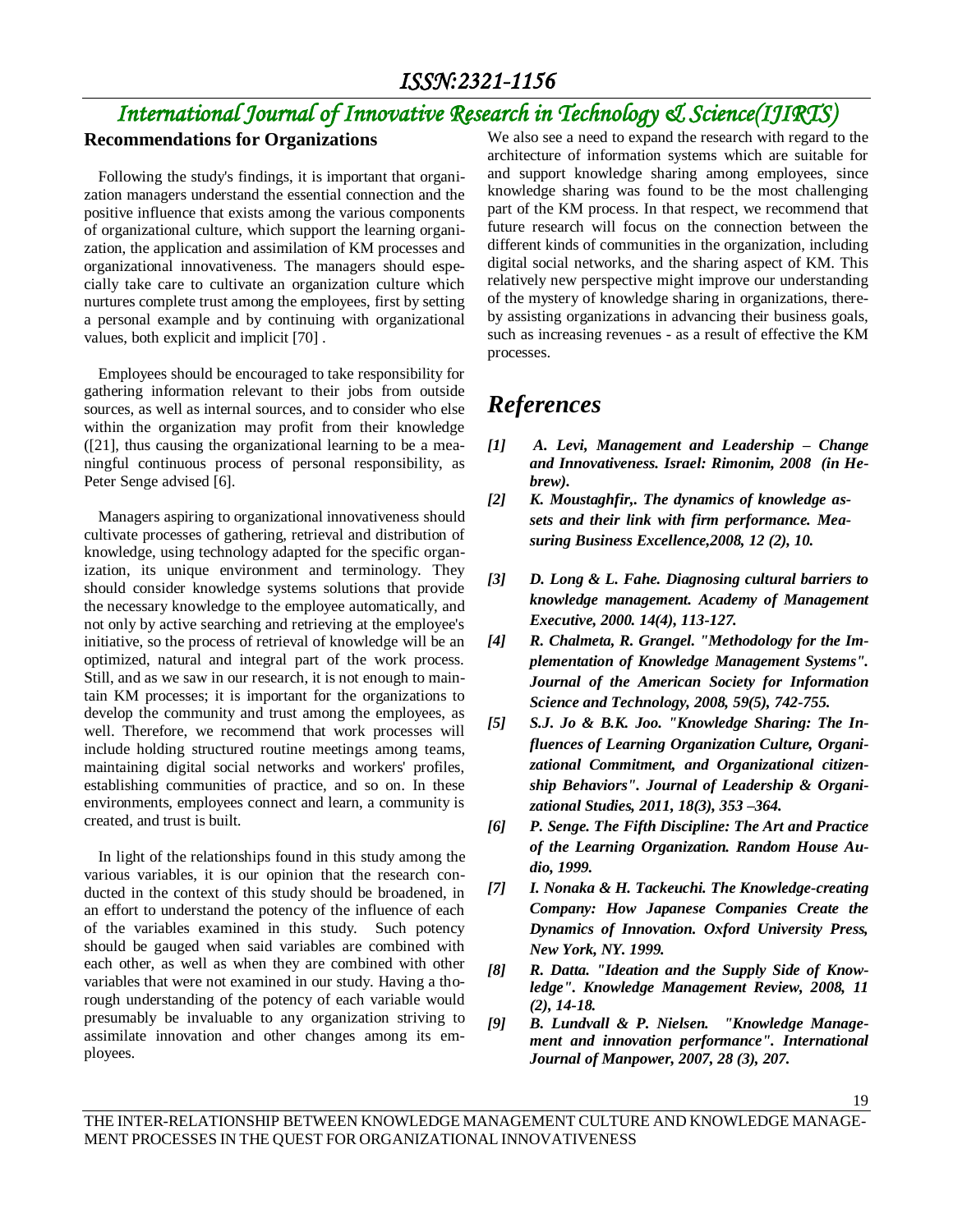### Recommendations for Organizations

Following the study's findings, it is important that organization managers understand the essential connection and the positive influence that exists among the various components of organizational culture, which support the learning organization, the application and assimilation of KM processes and organizational innovativeness. The managers should especially take care to cultivate an organization culture which nurtures complete trust among the employees, first by setting a personal example and by continuing with organizational values, both explicit and implicit [70] .

Employees should be encouraged to take responsibility for gathering information relevant to their jobs from outside sources, as well as internal sources, and to consider who else within the organization may profit from their knowledge ([21], thus causing the organizational learning to be a meaningful continuous process of personal responsibility, as Peter Senge advised [6].

Managers aspiring to organizational innovativeness should cultivate processes of gathering, retrieval and distribution of knowledge, using technology adapted for the specific organization, its unique environment and terminology. They should consider knowledge systems solutions that provide the necessary knowledge to the employee automatically, and not only by active searching and retrieving at the employee's initiative, so the process of retrieval of knowledge will be an optimized, natural and integral part of the work process. Still, and as we saw in our research, it is not enough to maintain KM processes; it is important for the organizations to develop the community and trust among the employees, as well. Therefore, we recommend that work processes will include holding structured routine meetings among teams, maintaining digital social networks and workers' profiles, establishing communities of practice, and so on. In these environments, employees connect and learn, a community is created, and trust is built.

In light of the relationships found in this study among the various variables, it is our opinion that the research conducted in the context of this study should be broadened, in an effort to understand the potency of the influence of each of the variables examined in this study. Such potency should be gauged when said variables are combined with each other, as well as when they are combined with other variables that were not examined in our study. Having a thorough understanding of the potency of each variable would presumably be invaluable to any organization striving to assimilate innovation and other changes among its employees.

We also see a need to expand the research with regard to the architecture of information systems which are suitable for and support knowledge sharing among employees, since knowledge sharing was found to be the most challenging part of the KM process. In that respect, we recommend that future research will focus on the connection between the different kinds of communities in the organization, including digital social networks, and the sharing aspect of KM. This relatively new perspective might improve our understanding of the mystery of knowledge sharing in organizations, thereby assisting organizations in advancing their business goals, such as increasing revenues - as a result of effective the KM processes.

## References

*[1] A. Levi, Management and Leadership – Change and Innovativeness. Israel: Rimonim, 2008 (in Hebrew).*

*[2] K. Moustaghfir,. The dynamics of knowledge assets and their link with firm performance. Measuring Business Excellence,2008, 12 (2), 10.*

*[3] D. Long & L. Fahe. Diagnosing cultural barriers to knowledge management. Academy of Management Executive, 2000. 14(4), 113-127.*

*[4] R. Chalmeta, R. Grangel. "Methodology for the Implementation of Knowledge Management Systems". Journal of the American Society for Information Science and Technology, 2008, 59(5), 742-755.*

*[5] S.J. Jo & B.K. Joo. "Knowledge Sharing: The Influences of Learning Organization Culture, Organizational Commitment, and Organizational citizenship Behaviors". Journal of Leadership & Organizational Studies, 2011, 18(3), 353 –364.*

*[6] P. Senge. The Fifth Discipline: The Art and Practice of the Learning Organization. Random House Audio, 1999.*

*[7] I. Nonaka & H. Tackeuchi. The Knowledge-creating Company: How Japanese Companies Create the Dynamics of Innovation. Oxford University Press, New York, NY. 1999.*

*[8] R. Datta. "Ideation and the Supply Side of Knowledge". Knowledge Management Review, 2008, 11 (2), 14-18.*

*[9] B. Lundvall & P. Nielsen. "Knowledge Management and innovation performance". International Journal of Manpower, 2007, 28 (3), 207.*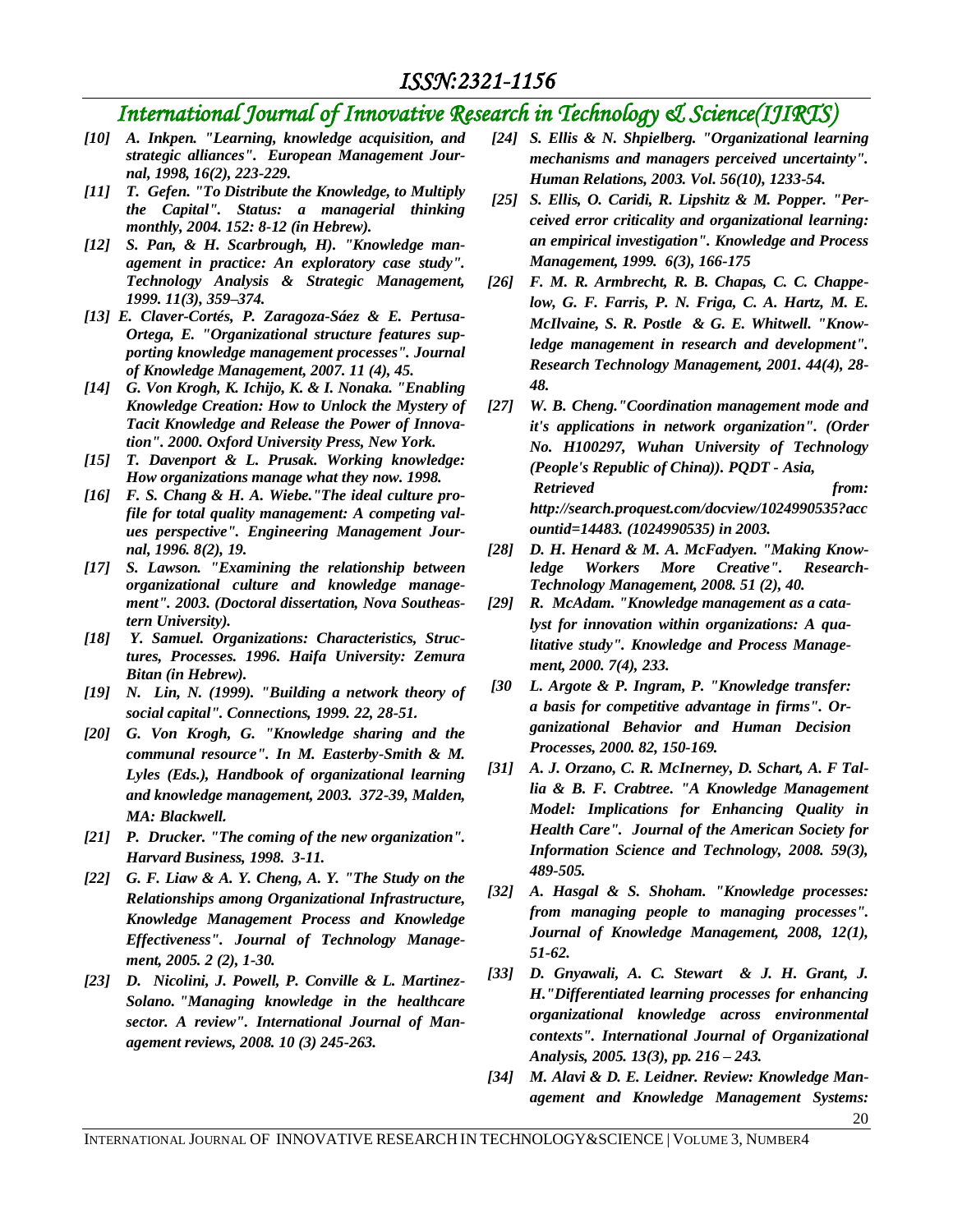*[10] A. Inkpen. "Learning, knowledge acquisition, and strategic alliances". European Management Journal, 1998, 16(2), 223-229.*

*[11] T. Gefen. "To Distribute the Knowledge, to Multiply the Capital". Status: a managerial thinking monthly, 2004. 152: 8-12 (in Hebrew).*

*[12] S. Pan, & H. Scarbrough, H). "Knowledge management in practice: An exploratory case study". Technology Analysis & Strategic Management, 1999. 11(3), 359–374.*

*[13] E. Claver-Cortés, P. Zaragoza-Sáez & E. Pertusa-Ortega, E. "Organizational structure features supporting knowledge management processes". Journal of Knowledge Management, 2007. 11 (4), 45.*

*[14] G. Von Krogh, K. Ichijo, K. & I. Nonaka. "Enabling Knowledge Creation: How to Unlock the Mystery of Tacit Knowledge and Release the Power of Innovation". 2000. Oxford University Press, New York.*

*[15] T. Davenport & L. Prusak. Working knowledge: How organizations manage what they now. 1998.*

*[16] F. S. Chang & H. A. Wiebe."The ideal culture profile for total quality management: A competing values perspective". Engineering Management Journal, 1996. 8(2), 19.*

*[17] S. Lawson. "Examining the relationship between organizational culture and knowledge management". 2003. (Doctoral dissertation, Nova Southeastern University).*

*[18] Y. Samuel. Organizations: Characteristics, Structures, Processes. 1996. Haifa University: Zemura Bitan (in Hebrew).*

*[19] N. Lin, N. (1999). "Building a network theory of social capital". Connections, 1999. 22, 28-51.*

*[20] G. Von Krogh, G. "Knowledge sharing and the communal resource". In M. Easterby-Smith & M. Lyles (Eds.), Handbook of organizational learning and knowledge management, 2003. 372-39, Malden, MA: Blackwell.*

*[21] P. Drucker. "The coming of the new organization". Harvard Business, 1998. 3-11.*

*[22] G. F. Liaw & A. Y. Cheng, A. Y. "The Study on the Relationships among Organizational Infrastructure, Knowledge Management Process and Knowledge Effectiveness". Journal of Technology Management, 2005. 2 (2), 1-30.*

*[23] D. Nicolini, J. Powell, P. Conville & L. Martinez-Solano. "Managing knowledge in the healthcare sector. A review". International Journal of Management reviews, 2008. 10 (3) 245-263.*

*[24] S. Ellis & N. Shpielberg. "Organizational learning mechanisms and managers perceived uncertainty". Human Relations, 2003. Vol. 56(10), 1233-54.*

*[25] S. Ellis, O. Caridi, R. Lipshitz & M. Popper. "Perceived error criticality and organizational learning: an empirical investigation". Knowledge and Process Management, 1999. 6(3), 166-175*

*[26] F. M. R. Armbrecht, R. B. Chapas, C. C. Chappelow, G. F. Farris, P. N. Friga, C. A. Hartz, M. E. McIlvaine, S. R. Postle & G. E. Whitwell. "Knowledge management in research and development". Research Technology Management, 2001. 44(4), 28-48.*

*[27] W. B. Cheng."Coordination management mode and it's applications in network organization". (Order No. H100297, Wuhan University of Technology (People's Republic of China)). PQDT - Asia, Retrieved from: http://search.proquest.com/docview/1024990535?accountid=14483. (1024990535) in 2003.*

*[28] D. H. Henard & M. A. McFadyen. "Making Knowledge Workers More Creative". Research-Technology Management, 2008. 51 (2), 40.*

*[29] R. McAdam. "Knowledge management as a catalyst for innovation within organizations: A qualitative study". Knowledge and Process Management, 2000. 7(4), 233.*

*[30 L. Argote & P. Ingram, P. "Knowledge transfer: a basis for competitive advantage in firms". Organizational Behavior and Human Decision Processes, 2000. 82, 150-169.*

*[31] A. J. Orzano, C. R. McInerney, D. Schart, A. F Tallia & B. F. Crabtree. "A Knowledge Management Model: Implications for Enhancing Quality in Health Care". Journal of the American Society for Information Science and Technology, 2008. 59(3), 489-505.*

*[32] A. Hasgal & S. Shoham. "Knowledge processes: from managing people to managing processes". Journal of Knowledge Management, 2008, 12(1), 51-62.*

*[33] D. Gnyawali, A. C. Stewart & J. H. Grant, J. H."Differentiated learning processes for enhancing organizational knowledge across environmental contexts". International Journal of Organizational Analysis, 2005. 13(3), pp. 216 – 243.*

*[34] M. Alavi & D. E. Leidner. Review: Knowledge Management and Knowledge Management Systems:*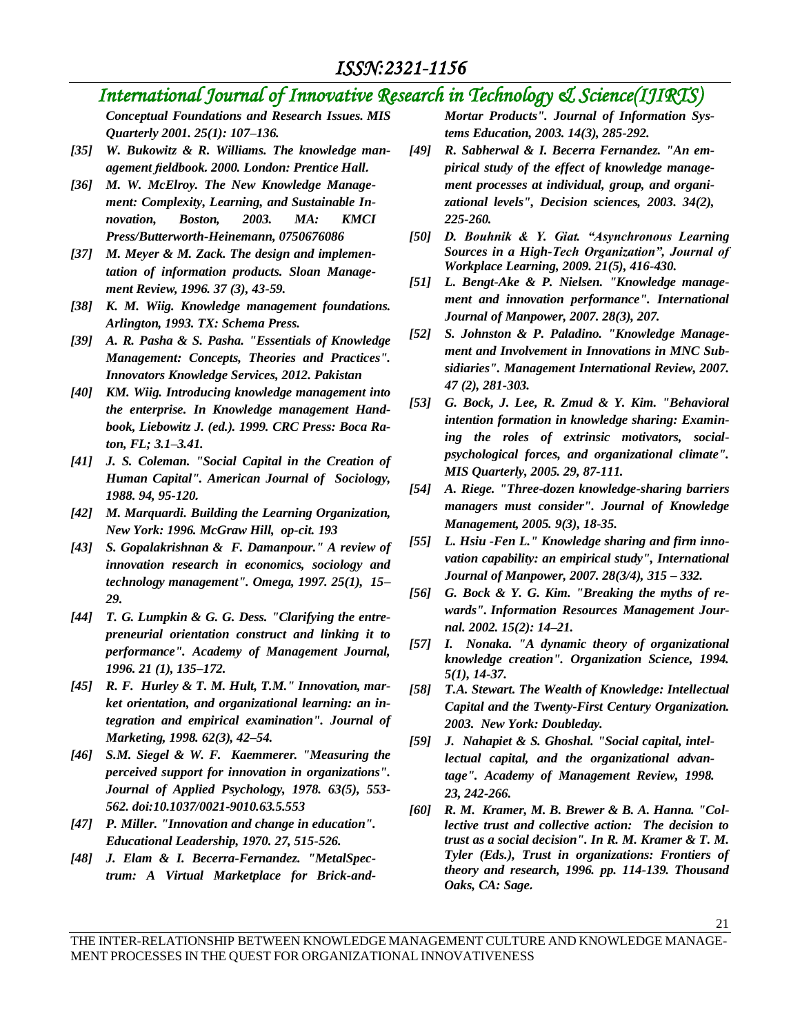*Conceptual Foundations and Research Issues. MIS Quarterly 2001. 25(1): 107–136.*

*[35] W. Bukowitz & R. Williams. The knowledge management fieldbook. 2000. London: Prentice Hall.*

*[36] M. W. McElroy. The New Knowledge Management: Complexity, Learning, and Sustainable Innovation, Boston, 2003. MA: KMCI Press/Butterworth-Heinemann, 0750676086*

*[37] M. Meyer & M. Zack. The design and implementation of information products. Sloan Management Review, 1996. 37 (3), 43-59.*

*[38] K. M. Wiig. Knowledge management foundations. Arlington, 1993. TX: Schema Press.*

*[39] A. R. Pasha & S. Pasha. "Essentials of Knowledge Management: Concepts, Theories and Practices". Innovators Knowledge Services, 2012. Pakistan*

*[40] KM. Wiig. Introducing knowledge management into the enterprise. In Knowledge management Handbook, Liebowitz J. (ed.). 1999. CRC Press: Boca Raton, FL; 3.1–3.41.*

*[41] J. S. Coleman. "Social Capital in the Creation of Human Capital". American Journal of Sociology, 1988. 94, 95-120.*

*[42] M. Marquardi. Building the Learning Organization, New York: 1996. McGraw Hill, op-cit. 193*

*[43] S. Gopalakrishnan & F. Damanpour." A review of innovation research in economics, sociology and technology management". Omega, 1997. 25(1), 15–29.*

*[44] T. G. Lumpkin & G. G. Dess. "Clarifying the entrepreneurial orientation construct and linking it to performance". Academy of Management Journal, 1996. 21 (1), 135–172.*

*[45] R. F. Hurley & T. M. Hult, T.M." Innovation, market orientation, and organizational learning: an integration and empirical examination". Journal of Marketing, 1998. 62(3), 42–54.*

*[46] S.M. Siegel & W. F. Kaemmerer. "Measuring the perceived support for innovation in organizations". Journal of Applied Psychology, 1978. 63(5), 553-562. doi:10.1037/0021-9010.63.5.553*

*[47] P. Miller. "Innovation and change in education". Educational Leadership, 1970. 27, 515-526.*

*[48] J. Elam & I. Becerra-Fernandez. "MetalSpectrum: A Virtual Marketplace for Brick-and-Mortar Products". Journal of Information Systems Education, 2003. 14(3), 285-292.*

*[49] R. Sabherwal & I. Becerra Fernandez. "An empirical study of the effect of knowledge management processes at individual, group, and organizational levels", Decision sciences, 2003. 34(2), 225-260.*

*[50] D. Bouhnik & Y. Giat. "Asynchronous Learning Sources in a High-Tech Organization", Journal of Workplace Learning, 2009. 21(5), 416-430.*

*[51] L. Bengt-Ake & P. Nielsen. "Knowledge management and innovation performance". International Journal of Manpower, 2007. 28(3), 207.*

*[52] S. Johnston & P. Paladino. "Knowledge Management and Involvement in Innovations in MNC Subsidiaries". Management International Review, 2007. 47 (2), 281-303.*

*[53] G. Bock, J. Lee, R. Zmud & Y. Kim. "Behavioral intention formation in knowledge sharing: Examining the roles of extrinsic motivators, social-psychological forces, and organizational climate". MIS Quarterly, 2005. 29, 87-111.*

*[54] A. Riege. "Three-dozen knowledge-sharing barriers managers must consider". Journal of Knowledge Management, 2005. 9(3), 18-35.*

*[55] L. Hsiu -Fen L." Knowledge sharing and firm innovation capability: an empirical study", International Journal of Manpower, 2007. 28(3/4), 315 – 332.*

*[56] G. Bock & Y. G. Kim. "Breaking the myths of rewards". Information Resources Management Journal. 2002. 15(2): 14–21.*

*[57] I. Nonaka. "A dynamic theory of organizational knowledge creation". Organization Science, 1994. 5(1), 14-37.*

*[58] T.A. Stewart. The Wealth of Knowledge: Intellectual Capital and the Twenty-First Century Organization. 2003. New York: Doubleday.*

*[59] J. Nahapiet & S. Ghoshal. "Social capital, intellectual capital, and the organizational advantage". Academy of Management Review, 1998. 23, 242-266.*

*[60] R. M. Kramer, M. B. Brewer & B. A. Hanna. "Collective trust and collective action: The decision to trust as a social decision". In R. M. Kramer & T. M. Tyler (Eds.), Trust in organizations: Frontiers of theory and research, 1996. pp. 114-139. Thousand Oaks, CA: Sage.*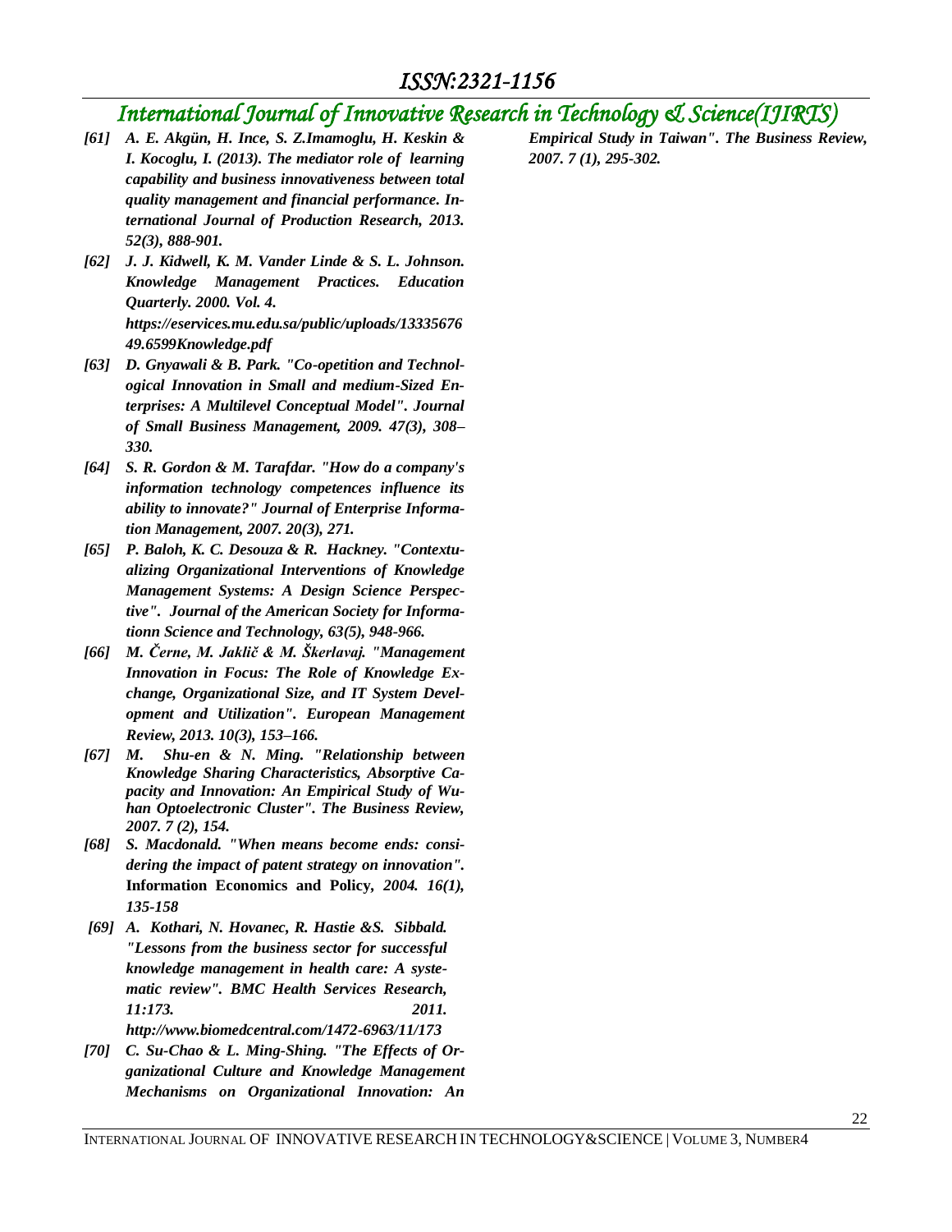*[61] A. E. Akgün, H. Ince, S. Z.Imamoglu, H. Keskin & I. Kocoglu, I. (2013). The mediator role of learning capability and business innovativeness between total quality management and financial performance. International Journal of Production Research, 2013. 52(3), 888-901.*

*[62] J. J. Kidwell, K. M. Vander Linde & S. L. Johnson. Knowledge Management Practices. Education Quarterly. 2000. Vol. 4. https://eservices.mu.edu.sa/public/uploads/1333567649.6599Knowledge.pdf*

*[63] D. Gnyawali & B. Park. "Co-opetition and Technological Innovation in Small and medium-Sized Enterprises: A Multilevel Conceptual Model". Journal of Small Business Management, 2009. 47(3), 308–330.*

*[64] S. R. Gordon & M. Tarafdar. "How do a company's information technology competences influence its ability to innovate?" Journal of Enterprise Information Management, 2007. 20(3), 271.*

*[65] P. Baloh, K. C. Desouza & R. Hackney. "Contextualizing Organizational Interventions of Knowledge Management Systems: A Design Science Perspective". Journal of the American Society for Informationn Science and Technology, 63(5), 948-966.*

*[66] M. Černe, M. Jaklič & M. Škerlavaj. "Management Innovation in Focus: The Role of Knowledge Exchange, Organizational Size, and IT System Development and Utilization". European Management Review, 2013. 10(3), 153–166.*

*[67] M. Shu-en & N. Ming. "Relationship between Knowledge Sharing Characteristics, Absorptive Capacity and Innovation: An Empirical Study of Wuhan Optoelectronic Cluster". The Business Review, 2007. 7 (2), 154.*

*[68] S. Macdonald. "When means become ends: considering the impact of patent strategy on innovation".* **Information Economics and Policy,** *2004. 16(1), 135-158*

*[69] A. Kothari, N. Hovanec, R. Hastie &S. Sibbald. "Lessons from the business sector for successful knowledge management in health care: A systematic review". BMC Health Services Research, 11:173. 2011. http://www.biomedcentral.com/1472-6963/11/173*

*[70] C. Su-Chao & L. Ming-Shing. "The Effects of Organizational Culture and Knowledge Management Mechanisms on Organizational Innovation: An Empirical Study in Taiwan". The Business Review, 2007. 7 (1), 295-302.*